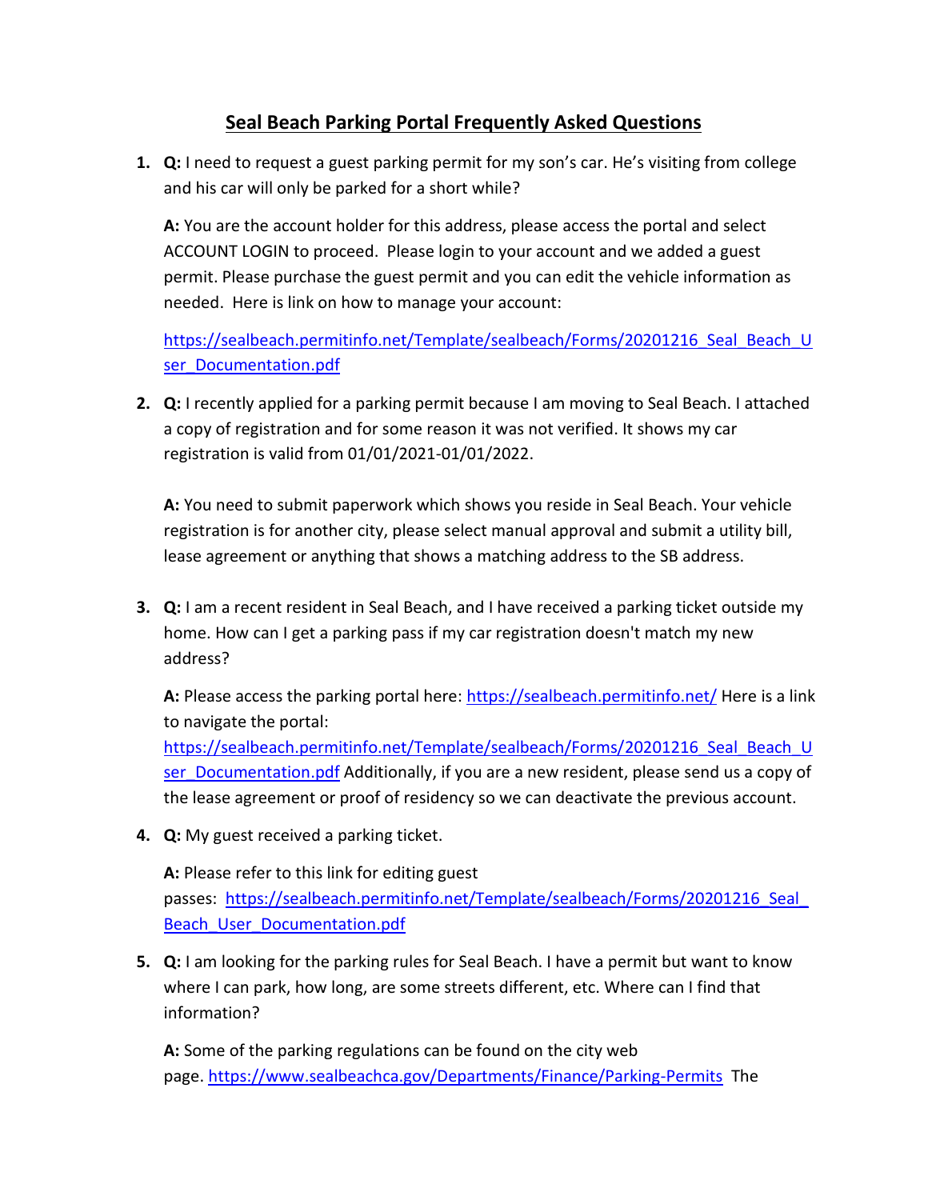# Seal Beach Parking Portal Frequently Asked Questions

1. **Q:** I need to request a guest parking permit for my son's car. He's visiting from college and his car will only be parked for a short while?

   **A:** You are the account holder for this address, please access the portal and select ACCOUNT LOGIN to proceed. Please login to your account and we added a guest permit. Please purchase the guest permit and you can edit the vehicle information as needed. Here is link on how to manage your account:

   https://sealbeach.permitinfo.net/Template/sealbeach/Forms/20201216_Seal_Beach_User_Documentation.pdf

2. **Q:** I recently applied for a parking permit because I am moving to Seal Beach. I attached a copy of registration and for some reason it was not verified. It shows my car registration is valid from 01/01/2021-01/01/2022.

   **A:** You need to submit paperwork which shows you reside in Seal Beach. Your vehicle registration is for another city, please select manual approval and submit a utility bill, lease agreement or anything that shows a matching address to the SB address.

3. **Q:** I am a recent resident in Seal Beach, and I have received a parking ticket outside my home. How can I get a parking pass if my car registration doesn't match my new address?

   **A:** Please access the parking portal here: https://sealbeach.permitinfo.net/ Here is a link to navigate the portal: https://sealbeach.permitinfo.net/Template/sealbeach/Forms/20201216_Seal_Beach_User_Documentation.pdf Additionally, if you are a new resident, please send us a copy of the lease agreement or proof of residency so we can deactivate the previous account.

4. **Q:** My guest received a parking ticket.

   **A:** Please refer to this link for editing guest passes: https://sealbeach.permitinfo.net/Template/sealbeach/Forms/20201216_Seal_Beach_User_Documentation.pdf

5. **Q:** I am looking for the parking rules for Seal Beach. I have a permit but want to know where I can park, how long, are some streets different, etc. Where can I find that information?

   **A:** Some of the parking regulations can be found on the city web page. https://www.sealbeachca.gov/Departments/Finance/Parking-Permits The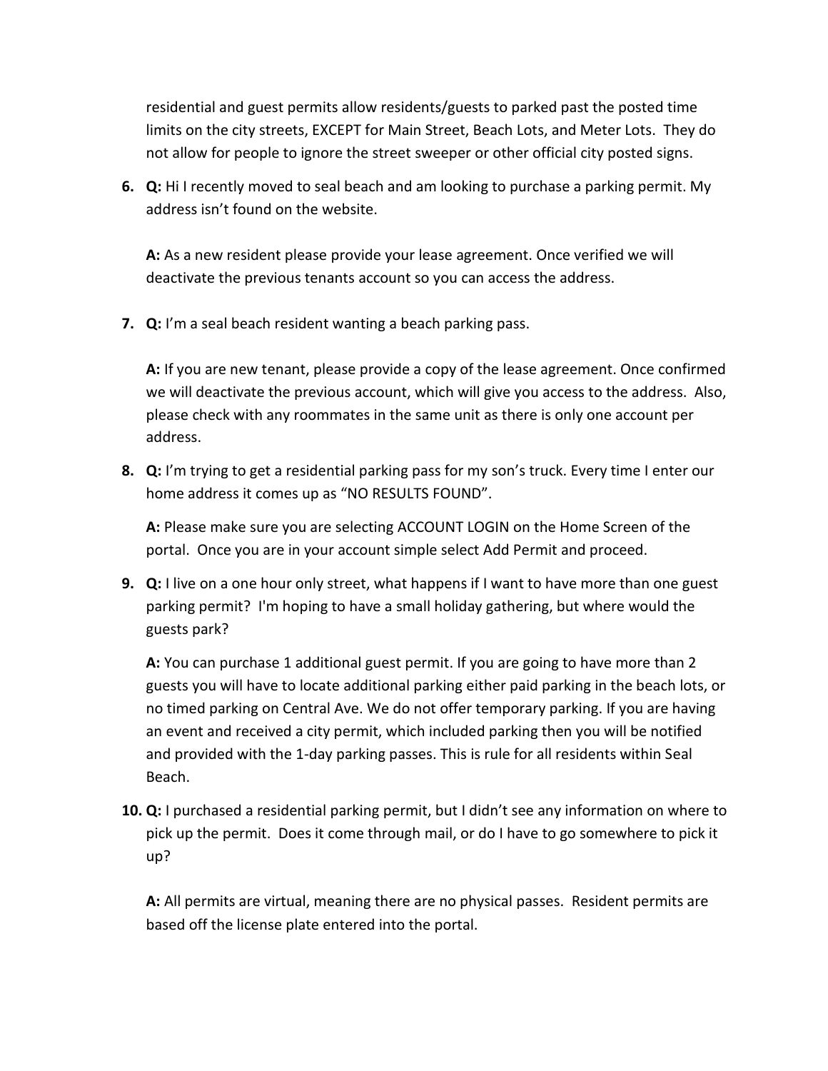residential and guest permits allow residents/guests to parked past the posted time limits on the city streets, EXCEPT for Main Street, Beach Lots, and Meter Lots. They do not allow for people to ignore the street sweeper or other official city posted signs.

6. **Q:** Hi I recently moved to seal beach and am looking to purchase a parking permit. My address isn't found on the website.

   **A:** As a new resident please provide your lease agreement. Once verified we will deactivate the previous tenants account so you can access the address.

7. **Q:** I'm a seal beach resident wanting a beach parking pass.

   **A:** If you are new tenant, please provide a copy of the lease agreement. Once confirmed we will deactivate the previous account, which will give you access to the address. Also, please check with any roommates in the same unit as there is only one account per address.

8. **Q:** I'm trying to get a residential parking pass for my son's truck. Every time I enter our home address it comes up as "NO RESULTS FOUND".

   **A:** Please make sure you are selecting ACCOUNT LOGIN on the Home Screen of the portal. Once you are in your account simple select Add Permit and proceed.

9. **Q:** I live on a one hour only street, what happens if I want to have more than one guest parking permit? I'm hoping to have a small holiday gathering, but where would the guests park?

   **A:** You can purchase 1 additional guest permit. If you are going to have more than 2 guests you will have to locate additional parking either paid parking in the beach lots, or no timed parking on Central Ave. We do not offer temporary parking. If you are having an event and received a city permit, which included parking then you will be notified and provided with the 1-day parking passes. This is rule for all residents within Seal Beach.

10. **Q:** I purchased a residential parking permit, but I didn't see any information on where to pick up the permit. Does it come through mail, or do I have to go somewhere to pick it up?

    **A:** All permits are virtual, meaning there are no physical passes. Resident permits are based off the license plate entered into the portal.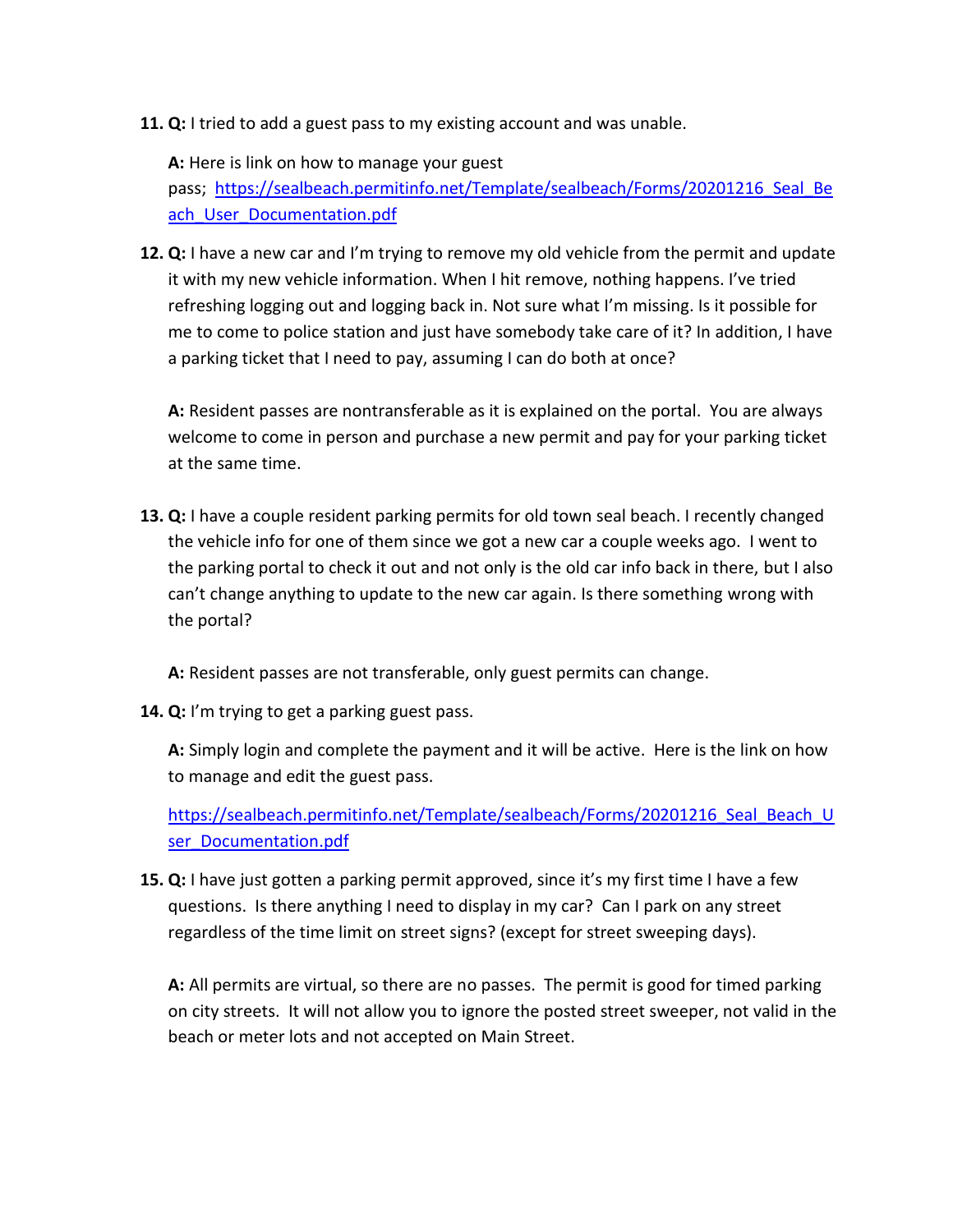11. **Q:** I tried to add a guest pass to my existing account and was unable.

    **A:** Here is link on how to manage your guest pass; https://sealbeach.permitinfo.net/Template/sealbeach/Forms/20201216_Seal_Beach_User_Documentation.pdf

12. **Q:** I have a new car and I'm trying to remove my old vehicle from the permit and update it with my new vehicle information. When I hit remove, nothing happens. I've tried refreshing logging out and logging back in. Not sure what I'm missing. Is it possible for me to come to police station and just have somebody take care of it? In addition, I have a parking ticket that I need to pay, assuming I can do both at once?

    **A:** Resident passes are nontransferable as it is explained on the portal. You are always welcome to come in person and purchase a new permit and pay for your parking ticket at the same time.

13. **Q:** I have a couple resident parking permits for old town seal beach. I recently changed the vehicle info for one of them since we got a new car a couple weeks ago. I went to the parking portal to check it out and not only is the old car info back in there, but I also can't change anything to update to the new car again. Is there something wrong with the portal?

    **A:** Resident passes are not transferable, only guest permits can change.

14. **Q:** I'm trying to get a parking guest pass.

    **A:** Simply login and complete the payment and it will be active. Here is the link on how to manage and edit the guest pass.

    https://sealbeach.permitinfo.net/Template/sealbeach/Forms/20201216_Seal_Beach_User_Documentation.pdf

15. **Q:** I have just gotten a parking permit approved, since it's my first time I have a few questions. Is there anything I need to display in my car? Can I park on any street regardless of the time limit on street signs? (except for street sweeping days).

    **A:** All permits are virtual, so there are no passes. The permit is good for timed parking on city streets. It will not allow you to ignore the posted street sweeper, not valid in the beach or meter lots and not accepted on Main Street.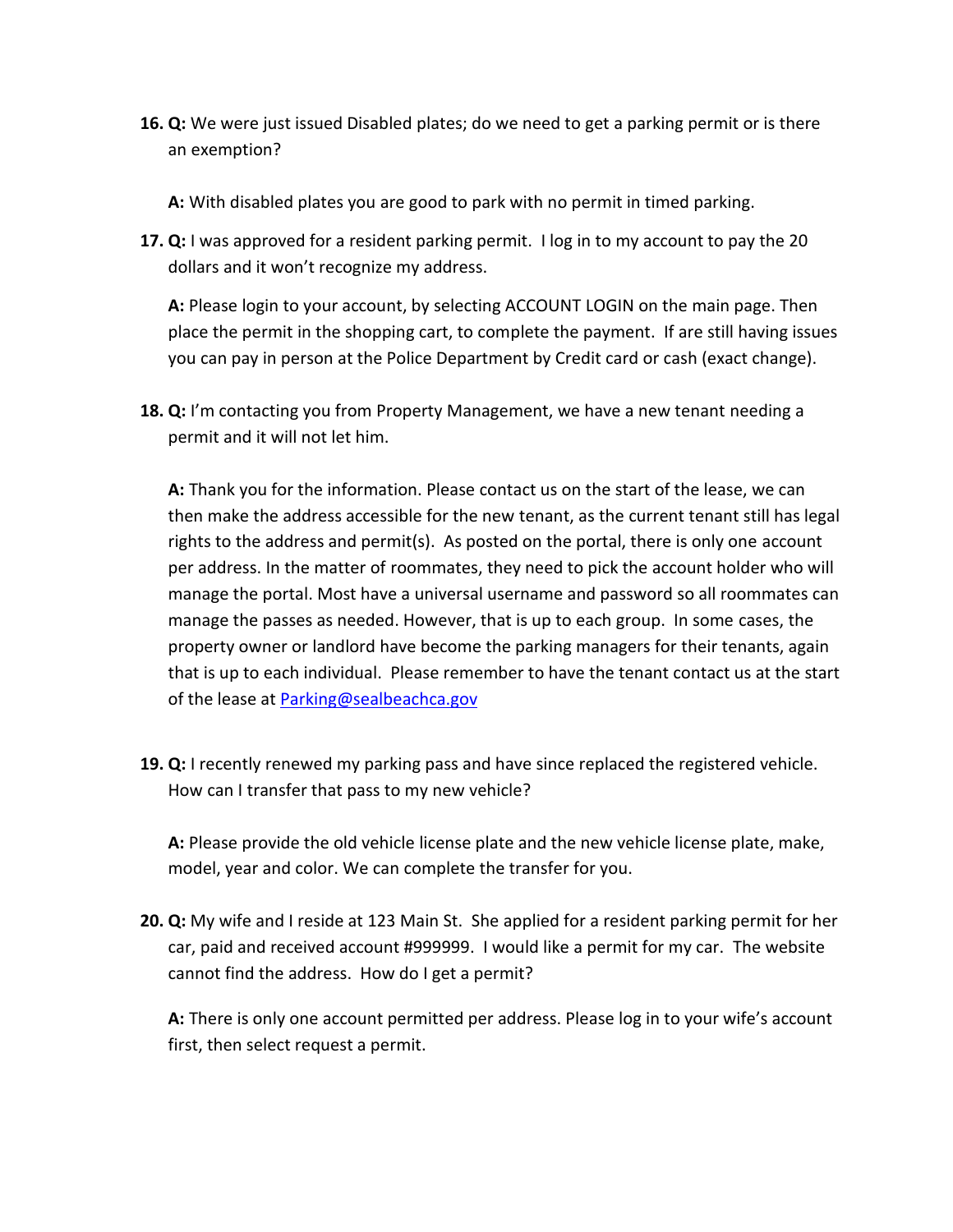16. **Q:** We were just issued Disabled plates; do we need to get a parking permit or is there an exemption?

    **A:** With disabled plates you are good to park with no permit in timed parking.

17. **Q:** I was approved for a resident parking permit. I log in to my account to pay the 20 dollars and it won't recognize my address.

    **A:** Please login to your account, by selecting ACCOUNT LOGIN on the main page. Then place the permit in the shopping cart, to complete the payment. If are still having issues you can pay in person at the Police Department by Credit card or cash (exact change).

18. **Q:** I'm contacting you from Property Management, we have a new tenant needing a permit and it will not let him.

    **A:** Thank you for the information. Please contact us on the start of the lease, we can then make the address accessible for the new tenant, as the current tenant still has legal rights to the address and permit(s). As posted on the portal, there is only one account per address. In the matter of roommates, they need to pick the account holder who will manage the portal. Most have a universal username and password so all roommates can manage the passes as needed. However, that is up to each group. In some cases, the property owner or landlord have become the parking managers for their tenants, again that is up to each individual. Please remember to have the tenant contact us at the start of the lease at [Parking@sealbeachca.gov](mailto:Parking@sealbeachca.gov)

19. **Q:** I recently renewed my parking pass and have since replaced the registered vehicle. How can I transfer that pass to my new vehicle?

    **A:** Please provide the old vehicle license plate and the new vehicle license plate, make, model, year and color. We can complete the transfer for you.

20. **Q:** My wife and I reside at 123 Main St. She applied for a resident parking permit for her car, paid and received account #999999. I would like a permit for my car. The website cannot find the address. How do I get a permit?

    **A:** There is only one account permitted per address. Please log in to your wife's account first, then select request a permit.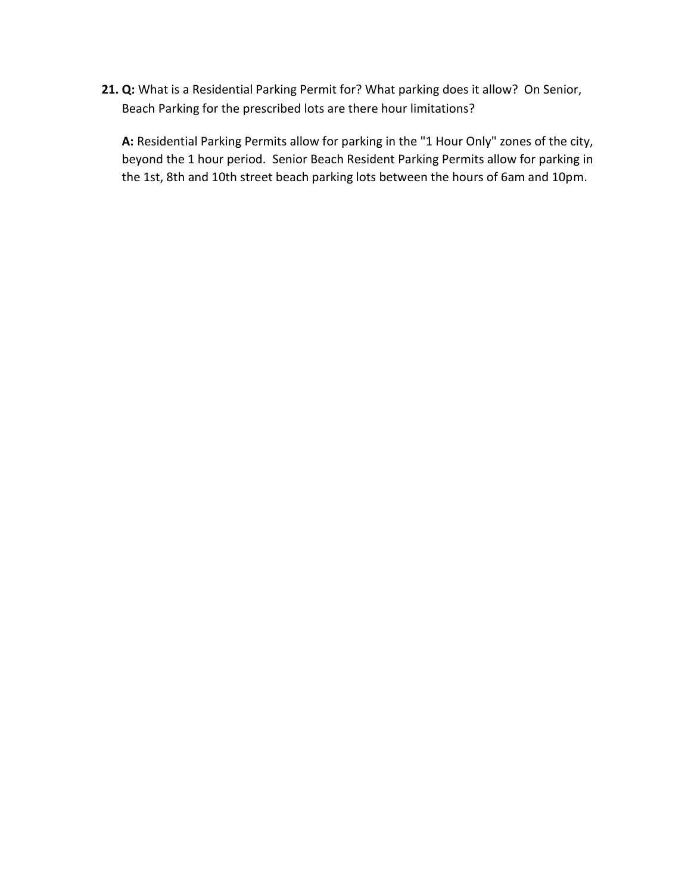21. **Q:** What is a Residential Parking Permit for? What parking does it allow? On Senior, Beach Parking for the prescribed lots are there hour limitations?

    **A:** Residential Parking Permits allow for parking in the "1 Hour Only" zones of the city, beyond the 1 hour period. Senior Beach Resident Parking Permits allow for parking in the 1st, 8th and 10th street beach parking lots between the hours of 6am and 10pm.